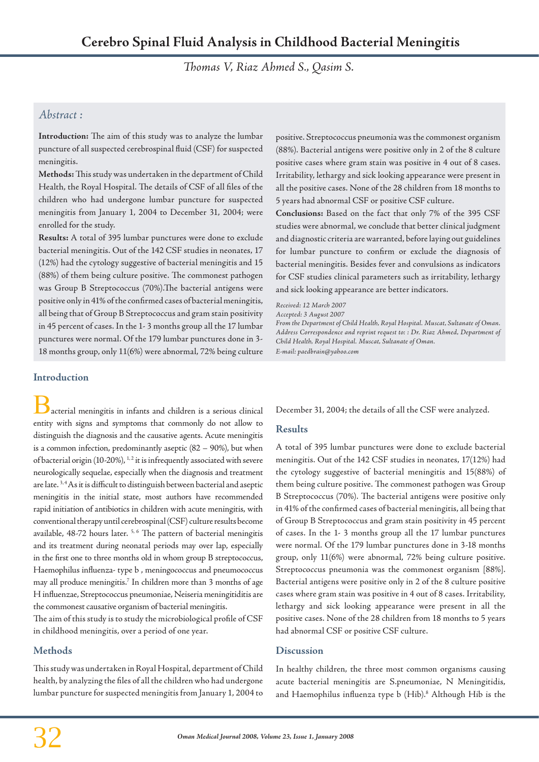# Cerebro Spinal Fluid Analysis in Childhood Bacterial Meningitis

*Thomas V, Riaz Ahmed S., Qasim S.*

## *Abstract :*

**Introduction:** The aim of this study was to analyze the lumbar puncture of all suspected cerebrospinal fluid (CSF) for suspected meningitis.

**Methods:** This study was undertaken in the department of Child Health, the Royal Hospital. The details of CSF of all files of the children who had undergone lumbar puncture for suspected meningitis from January 1, 2004 to December 31, 2004; were enrolled for the study.

**Results:** A total of 395 lumbar punctures were done to exclude bacterial meningitis. Out of the 142 CSF studies in neonates, 17 (12%) had the cytology suggestive of bacterial meningitis and 15 (88%) of them being culture positive. The commonest pathogen was Group B Streptococcus (70%).The bacterial antigens were positive only in 41% of the confirmed cases of bacterial meningitis, all being that of Group B Streptococcus and gram stain positivity in 45 percent of cases. In the 1- 3 months group all the 17 lumbar punctures were normal. Of the 179 lumbar punctures done in 3-18 months group, only 11(6%) were abnormal, 72% being culture positive. Streptococcus pneumonia was the commonest organism (88%). Bacterial antigens were positive only in 2 of the 8 culture positive cases where gram stain was positive in 4 out of 8 cases. Irritability, lethargy and sick looking appearance were present in all the positive cases. None of the 28 children from 18 months to 5 years had abnormal CSF or positive CSF culture.

**Conclusions:** Based on the fact that only 7% of the 395 CSF studies were abnormal, we conclude that better clinical judgment and diagnostic criteria are warranted, before laying out guidelines for lumbar puncture to confirm or exclude the diagnosis of bacterial meningitis. Besides fever and convulsions as indicators for CSF studies clinical parameters such as irritability, lethargy and sick looking appearance are better indicators.

*Received: 12 March 2007*
*Accepted: 3 August 2007*
*From the Department of Child Health, Royal Hospital. Muscat, Sultanate of Oman.*
*Address Correspondence and reprint request to: : Dr. Riaz Ahmed, Department of Child Health, Royal Hospital. Muscat, Sultanate of Oman.*
*E-mail: paedbrain@yahoo.com*

## Introduction

Bacterial meningitis in infants and children is a serious clinical entity with signs and symptoms that commonly do not allow to distinguish the diagnosis and the causative agents. Acute meningitis is a common infection, predominantly aseptic (82 – 90%), but when of bacterial origin (10-20%), [1,2] it is infrequently associated with severe neurologically sequelae, especially when the diagnosis and treatment are late. [3,4] As it is difficult to distinguish between bacterial and aseptic meningitis in the initial state, most authors have recommended rapid initiation of antibiotics in children with acute meningitis, with conventional therapy until cerebrospinal (CSF) culture results become available, 48-72 hours later. [5,6] The pattern of bacterial meningitis and its treatment during neonatal periods may over lap, especially in the first one to three months old in whom group B streptococcus, Haemophilus influenza- type b , meningococcus and pneumococcus may all produce meningitis.[7] In children more than 3 months of age H influenzae, Streptococcus pneumoniae, Neiseria meningitiditis are the commonest causative organism of bacterial meningitis.

The aim of this study is to study the microbiological profile of CSF in childhood meningitis, over a period of one year.

## Methods

This study was undertaken in Royal Hospital, department of Child health, by analyzing the files of all the children who had undergone lumbar puncture for suspected meningitis from January 1, 2004 to December 31, 2004; the details of all the CSF were analyzed.

## Results

A total of 395 lumbar punctures were done to exclude bacterial meningitis. Out of the 142 CSF studies in neonates, 17(12%) had the cytology suggestive of bacterial meningitis and 15(88%) of them being culture positive. The commonest pathogen was Group B Streptococcus (70%). The bacterial antigens were positive only in 41% of the confirmed cases of bacterial meningitis, all being that of Group B Streptococcus and gram stain positivity in 45 percent of cases. In the 1- 3 months group all the 17 lumbar punctures were normal. Of the 179 lumbar punctures done in 3-18 months group, only 11(6%) were abnormal, 72% being culture positive. Streptococcus pneumonia was the commonest organism [88%]. Bacterial antigens were positive only in 2 of the 8 culture positive cases where gram stain was positive in 4 out of 8 cases. Irritability, lethargy and sick looking appearance were present in all the positive cases. None of the 28 children from 18 months to 5 years had abnormal CSF or positive CSF culture.

## Discussion

In healthy children, the three most common organisms causing acute bacterial meningitis are S.pneumoniae, N Meningitidis, and Haemophilus influenza type b (Hib).[8] Although Hib is the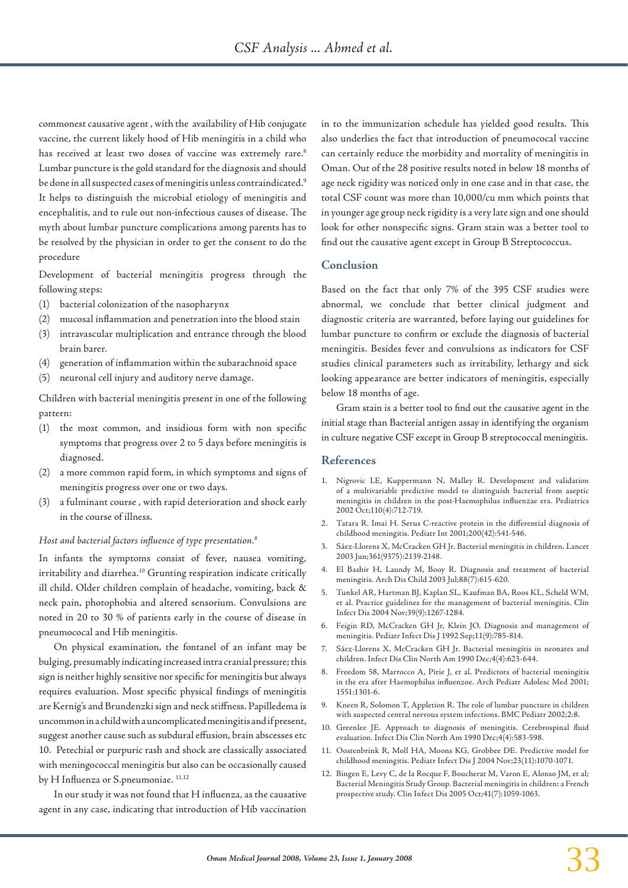commonest causative agent , with the availability of Hib conjugate vaccine, the current likely hood of Hib meningitis in a child who has received at least two doses of vaccine was extremely rare.[8] Lumbar puncture is the gold standard for the diagnosis and should be done in all suspected cases of meningitis unless contraindicated.[9] It helps to distinguish the microbial etiology of meningitis and encephalitis, and to rule out non-infectious causes of disease. The myth about lumbar puncture complications among parents has to be resolved by the physician in order to get the consent to do the procedure

Development of bacterial meningitis progress through the following steps:

(1) bacterial colonization of the nasopharynx
(2) mucosal inflammation and penetration into the blood stain
(3) intravascular multiplication and entrance through the blood brain barer.
(4) generation of inflammation within the subarachnoid space
(5) neuronal cell injury and auditory nerve damage.

Children with bacterial meningitis present in one of the following pattern:

(1) the most common, and insidious form with non specific symptoms that progress over 2 to 5 days before meningitis is diagnosed.
(2) a more common rapid form, in which symptoms and signs of meningitis progress over one or two days.
(3) a fulminant course , with rapid deterioration and shock early in the course of illness.

*Host and bacterial factors influence of type presentation.*[8]

In infants the symptoms consist of fever, nausea vomiting, irritability and diarrhea.[10] Grunting respiration indicate critically ill child. Older children complain of headache, vomiting, back & neck pain, photophobia and altered sensorium. Convulsions are noted in 20 to 30 % of patients early in the course of disease in pneumococcal and Hib meningitis.

On physical examination, the fontanel of an infant may be bulging, presumably indicating increased intra cranial pressure; this sign is neither highly sensitive nor specific for meningitis but always requires evaluation. Most specific physical findings of meningitis are Kernig's and Brundenzki sign and neck stiffness. Papilledema is uncommon in a child with a uncomplicated meningitis and if present, suggest another cause such as subdural effusion, brain abscesses etc 10. Petechial or purpuric rash and shock are classically associated with meningococcal meningitis but also can be occasionally caused by H Influenza or S.pneumoniae. [11,12]

In our study it was not found that H influenza, as the causative agent in any case, indicating that introduction of Hib vaccination in to the immunization schedule has yielded good results. This also underlies the fact that introduction of pneumococal vaccine can certainly reduce the morbidity and mortality of meningitis in Oman. Out of the 28 positive results noted in below 18 months of age neck rigidity was noticed only in one case and in that case, the total CSF count was more than 10,000/cu mm which points that in younger age group neck rigidity is a very late sign and one should look for other nonspecific signs. Gram stain was a better tool to find out the causative agent except in Group B Streptococcus.

## Conclusion

Based on the fact that only 7% of the 395 CSF studies were abnormal, we conclude that better clinical judgment and diagnostic criteria are warranted, before laying out guidelines for lumbar puncture to confirm or exclude the diagnosis of bacterial meningitis. Besides fever and convulsions as indicators for CSF studies clinical parameters such as irritability, lethargy and sick looking appearance are better indicators of meningitis, especially below 18 months of age.

Gram stain is a better tool to find out the causative agent in the initial stage than Bacterial antigen assay in identifying the organism in culture negative CSF except in Group B streptococcal meningitis.

## References

1. Nigrovic LE, Kuppermann N, Malley R. Development and validation of a multivariable predictive model to distinguish bacterial from aseptic meningitis in children in the post-Haemophilus influenzae era. Pediatrics 2002 Oct;110(4):712-719.
2. Tatara R. Imai H. Serus C-reactive protein in the differential diagnosis of childhood meningitis. Pediatr Int 2001;200(42):541-546.
3. Sáez-Llorens X, McCracken GH Jr. Bacterial meningitis in children. Lancet 2003 Jun;361(9375):2139-2148.
4. El Bashir H, Laundy M, Booy R. Diagnosis and treatment of bacterial meningitis. Arch Dis Child 2003 Jul;88(7):615-620.
5. Tunkel AR, Hartman BJ, Kaplan SL, Kaufman BA, Roos KL, Scheld WM, et al. Practice guidelines for the management of bacterial meningitis. Clin Infect Dis 2004 Nov;39(9):1267-1284.
6. Feigin RD, McCracken GH Jr, Klein JO. Diagnosis and management of meningitis. Pediatr Infect Dis J 1992 Sep;11(9):785-814.
7. Sáez-Llorens X, McCracken GH Jr. Bacterial meningitis in neonates and children. Infect Dis Clin North Am 1990 Dec;4(4):623-644.
8. Freedom 58, Marrocco A, Pirie J, et al. Predictors of bacterial meningitis in the era after Haemophilus influenzoe. Arch Pediatr Adolesc Med 2001; 1551:1301-6.
9. Kneen R, Solomon T, Appletion R. The role of lumbar puncture in children with suspected central nervous system infections. BMC Pediatr 2002;2:8.
10. Greenlee JE. Approach to diagnosis of meningitis. Cerebrospinal fluid evaluation. Infect Dis Clin North Am 1990 Dec;4(4):583-598.
11. Oostenbrink R, Moll HA, Moons KG, Grobbee DE. Predictive model for childhood meningitis. Pediatr Infect Dis J 2004 Nov;23(11):1070-1071.
12. Bingen E, Levy C, de la Rocque F, Boucherat M, Varon E, Alonso JM, et al; Bacterial Meningitis Study Group. Bacterial meningitis in children: a French prospective study. Clin Infect Dis 2005 Oct;41(7):1059-1063.